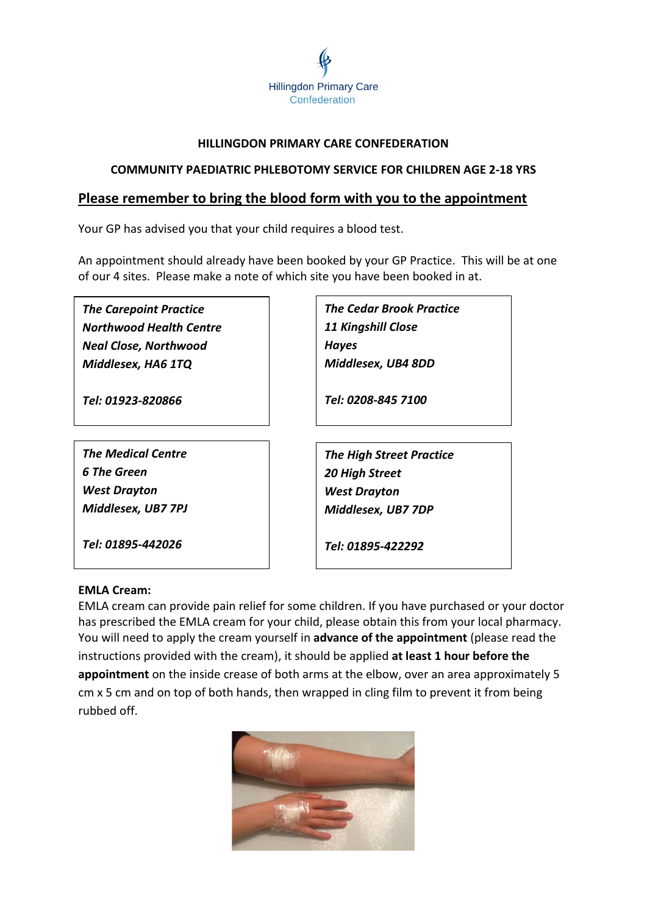Hillingdon Primary Care Confederation

**HILLINGDON PRIMARY CARE CONFEDERATION**

**COMMUNITY PAEDIATRIC PHLEBOTOMY SERVICE FOR CHILDREN AGE 2-18 YRS**

## Please remember to bring the blood form with you to the appointment

Your GP has advised you that your child requires a blood test.

An appointment should already have been booked by your GP Practice. This will be at one of our 4 sites. Please make a note of which site you have been booked in at.

***The Carepoint Practice***
***Northwood Health Centre***
***Neal Close, Northwood***
***Middlesex, HA6 1TQ***

***Tel: 01923-820866***

***The Cedar Brook Practice***
***11 Kingshill Close***
***Hayes***
***Middlesex, UB4 8DD***

***Tel: 0208-845 7100***

***The Medical Centre***
***6 The Green***
***West Drayton***
***Middlesex, UB7 7PJ***

***Tel: 01895-442026***

***The High Street Practice***
***20 High Street***
***West Drayton***
***Middlesex, UB7 7DP***

***Tel: 01895-422292***

**EMLA Cream:**

EMLA cream can provide pain relief for some children. If you have purchased or your doctor has prescribed the EMLA cream for your child, please obtain this from your local pharmacy. You will need to apply the cream yourself in **advance of the appointment** (please read the instructions provided with the cream), it should be applied **at least 1 hour before the appointment** on the inside crease of both arms at the elbow, over an area approximately 5 cm x 5 cm and on top of both hands, then wrapped in cling film to prevent it from being rubbed off.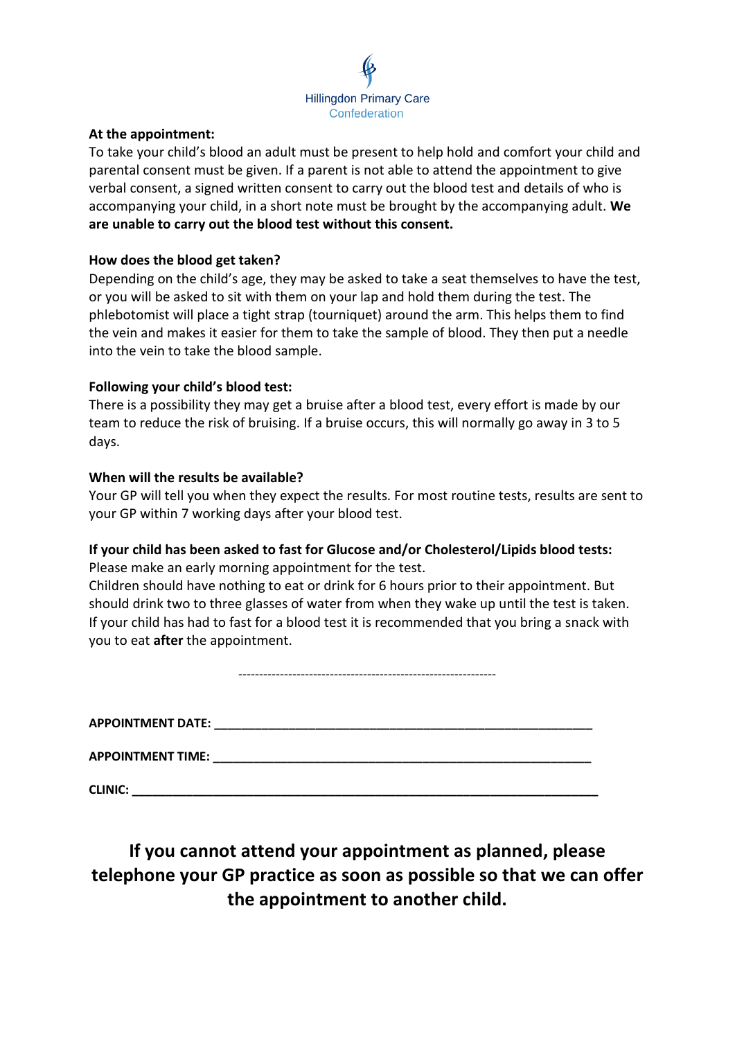Hillingdon Primary Care
Confederation

**At the appointment:**
To take your child's blood an adult must be present to help hold and comfort your child and parental consent must be given. If a parent is not able to attend the appointment to give verbal consent, a signed written consent to carry out the blood test and details of who is accompanying your child, in a short note must be brought by the accompanying adult. **We are unable to carry out the blood test without this consent.**

**How does the blood get taken?**
Depending on the child's age, they may be asked to take a seat themselves to have the test, or you will be asked to sit with them on your lap and hold them during the test. The phlebotomist will place a tight strap (tourniquet) around the arm. This helps them to find the vein and makes it easier for them to take the sample of blood. They then put a needle into the vein to take the blood sample.

**Following your child's blood test:**
There is a possibility they may get a bruise after a blood test, every effort is made by our team to reduce the risk of bruising. If a bruise occurs, this will normally go away in 3 to 5 days.

**When will the results be available?**
Your GP will tell you when they expect the results. For most routine tests, results are sent to your GP within 7 working days after your blood test.

**If your child has been asked to fast for Glucose and/or Cholesterol/Lipids blood tests:**
Please make an early morning appointment for the test.
Children should have nothing to eat or drink for 6 hours prior to their appointment. But should drink two to three glasses of water from when they wake up until the test is taken.
If your child has had to fast for a blood test it is recommended that you bring a snack with you to eat **after** the appointment.

---

**APPOINTMENT DATE:** ______________________________________________

**APPOINTMENT TIME:** ______________________________________________

**CLINIC:** ______________________________________________________

## If you cannot attend your appointment as planned, please telephone your GP practice as soon as possible so that we can offer the appointment to another child.